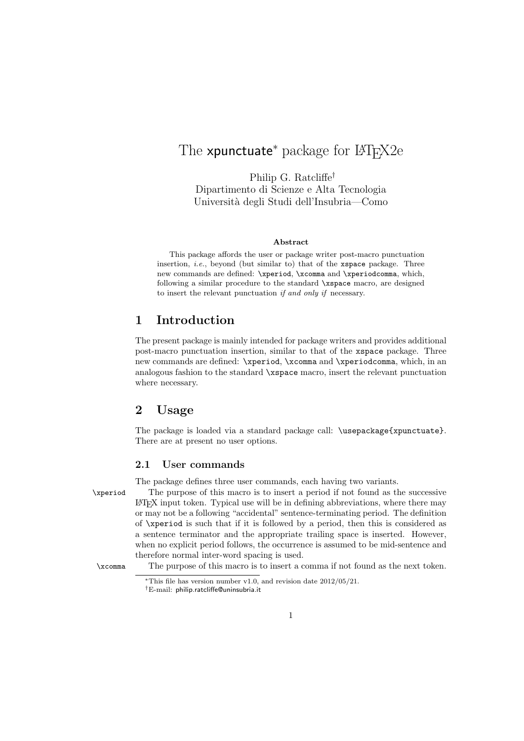# The xpunctuate* package for LaTeX2e

Philip G. Ratcliffe†
Dipartimento di Scienze e Alta Tecnologia
Università degli Studi dell'Insubria—Como

**Abstract**

This package affords the user or package writer post-macro punctuation insertion, *i.e.*, beyond (but similar to) that of the `xspace` package. Three new commands are defined: `\xperiod`, `\xcomma` and `\xperiodcomma`, which, following a similar procedure to the standard `\xspace` macro, are designed to insert the relevant punctuation *if and only if* necessary.

## 1 Introduction

The present package is mainly intended for package writers and provides additional post-macro punctuation insertion, similar to that of the `xspace` package. Three new commands are defined: `\xperiod`, `\xcomma` and `\xperiodcomma`, which, in an analogous fashion to the standard `\xspace` macro, insert the relevant punctuation where necessary.

## 2 Usage

The package is loaded via a standard package call: `\usepackage{xpunctuate}`. There are at present no user options.

### 2.1 User commands

The package defines three user commands, each having two variants.

`\xperiod` The purpose of this macro is to insert a period if not found as the successive LaTeX input token. Typical use will be in defining abbreviations, where there may or may not be a following "accidental" sentence-terminating period. The definition of `\xperiod` is such that if it is followed by a period, then this is considered as a sentence terminator and the appropriate trailing space is inserted. However, when no explicit period follows, the occurrence is assumed to be mid-sentence and therefore normal inter-word spacing is used.

`\xcomma` The purpose of this macro is to insert a comma if not found as the next token.

*This file has version number v1.0, and revision date 2012/05/21.

†E-mail: philip.ratcliffe@uninsubria.it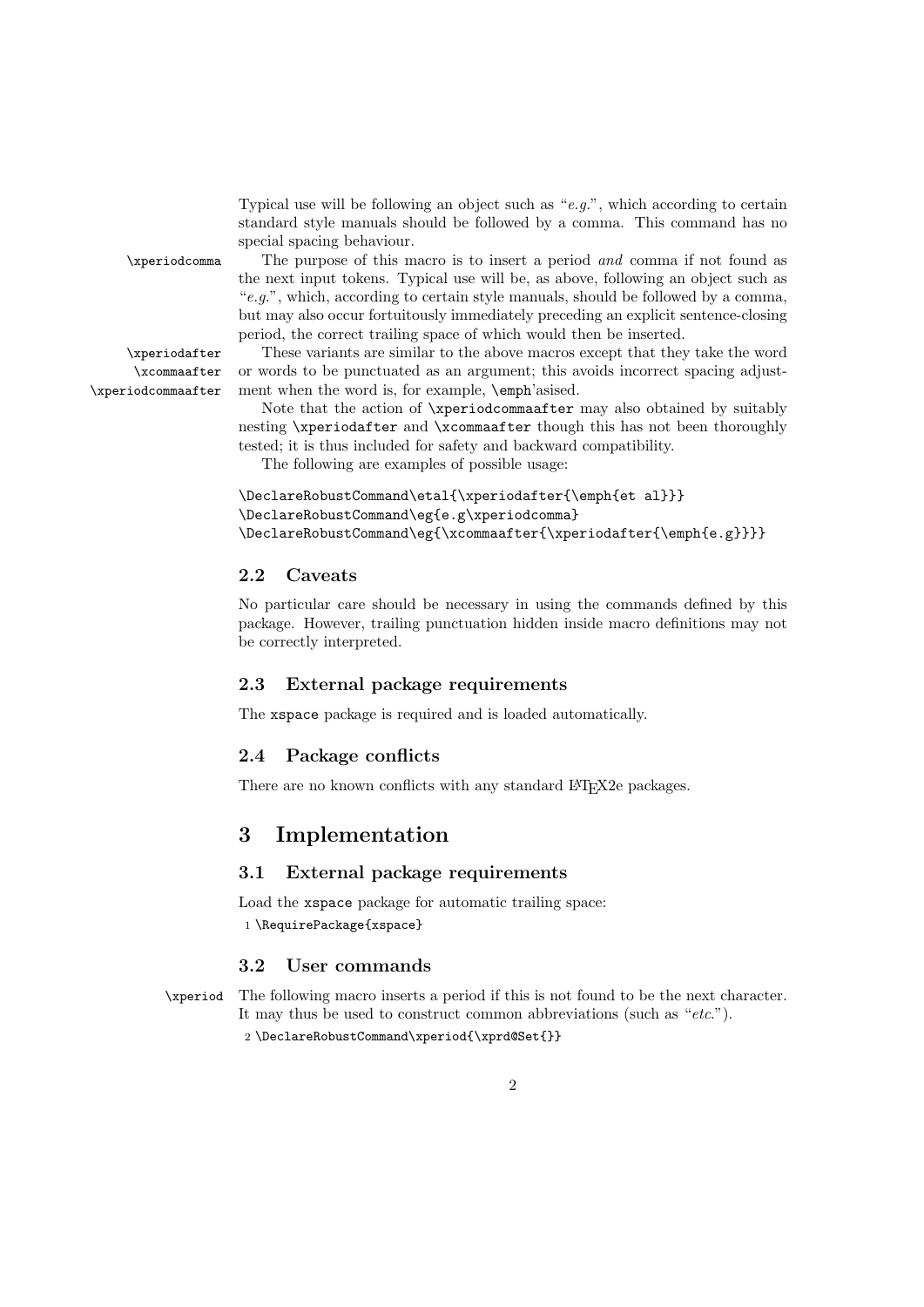Typical use will be following an object such as "*e.g.*", which according to certain standard style manuals should be followed by a comma. This command has no special spacing behaviour.

`\xperiodcomma` The purpose of this macro is to insert a period *and* comma if not found as the next input tokens. Typical use will be, as above, following an object such as "*e.g.*", which, according to certain style manuals, should be followed by a comma, but may also occur fortuitously immediately preceding an explicit sentence-closing period, the correct trailing space of which would then be inserted.

`\xperiodafter` `\xcommaafter` `\xperiodcommaafter` These variants are similar to the above macros except that they take the word or words to be punctuated as an argument; this avoids incorrect spacing adjustment when the word is, for example, `\emph`'asised.

Note that the action of `\xperiodcommaafter` may also obtained by suitably nesting `\xperiodafter` and `\xcommaafter` though this has not been thoroughly tested; it is thus included for safety and backward compatibility.

The following are examples of possible usage:

```
\DeclareRobustCommand\etal{\xperiodafter{\emph{et al}}}
\DeclareRobustCommand\eg{e.g\xperiodcomma}
\DeclareRobustCommand\eg{\xcommaafter{\xperiodafter{\emph{e.g}}}}
```

### 2.2 Caveats

No particular care should be necessary in using the commands defined by this package. However, trailing punctuation hidden inside macro definitions may not be correctly interpreted.

### 2.3 External package requirements

The `xspace` package is required and is loaded automatically.

### 2.4 Package conflicts

There are no known conflicts with any standard LaTeX2e packages.

## 3 Implementation

### 3.1 External package requirements

Load the `xspace` package for automatic trailing space:

```
1 \RequirePackage{xspace}
```

### 3.2 User commands

`\xperiod` The following macro inserts a period if this is not found to be the next character. It may thus be used to construct common abbreviations (such as "*etc.*").

```
2 \DeclareRobustCommand\xperiod{\xprd@Set{}}
```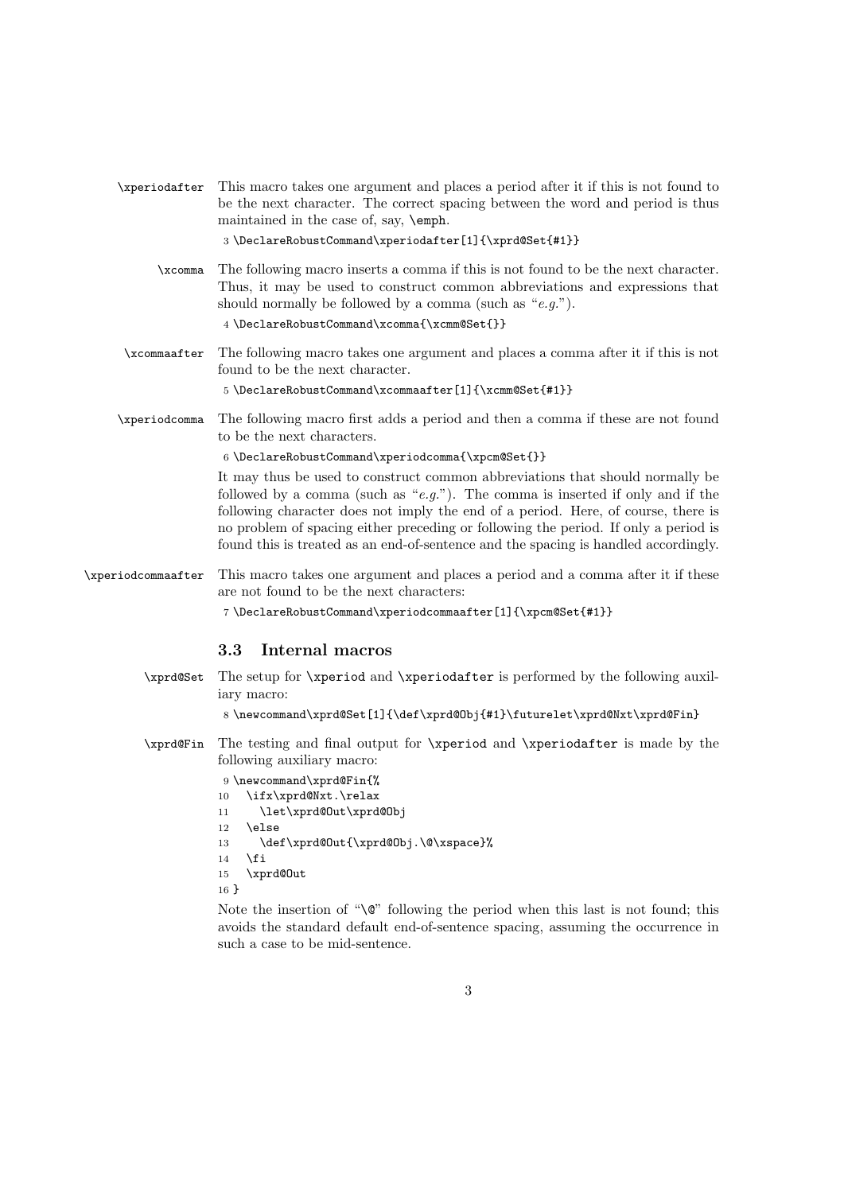`\xperiodafter` This macro takes one argument and places a period after it if this is not found to be the next character. The correct spacing between the word and period is thus maintained in the case of, say, `\emph`.

```
3 \DeclareRobustCommand\xperiodafter[1]{\xprd@Set{#1}}
```

`\xcomma` The following macro inserts a comma if this is not found to be the next character. Thus, it may be used to construct common abbreviations and expressions that should normally be followed by a comma (such as "*e.g.*").

```
4 \DeclareRobustCommand\xcomma{\xcmm@Set{}}
```

`\xcommaafter` The following macro takes one argument and places a comma after it if this is not found to be the next character.

```
5 \DeclareRobustCommand\xcommaafter[1]{\xcmm@Set{#1}}
```

`\xperiodcomma` The following macro first adds a period and then a comma if these are not found to be the next characters.

```
6 \DeclareRobustCommand\xperiodcomma{\xpcm@Set{}}
```

It may thus be used to construct common abbreviations that should normally be followed by a comma (such as "*e.g.*"). The comma is inserted if only and if the following character does not imply the end of a period. Here, of course, there is no problem of spacing either preceding or following the period. If only a period is found this is treated as an end-of-sentence and the spacing is handled accordingly.

`\xperiodcommaafter` This macro takes one argument and places a period and a comma after it if these are not found to be the next characters:

```
7 \DeclareRobustCommand\xperiodcommaafter[1]{\xpcm@Set{#1}}
```

### 3.3 Internal macros

`\xprd@Set` The setup for `\xperiod` and `\xperiodafter` is performed by the following auxiliary macro:

```
8 \newcommand\xprd@Set[1]{\def\xprd@Obj{#1}\futurelet\xprd@Nxt\xprd@Fin}
```

`\xprd@Fin` The testing and final output for `\xperiod` and `\xperiodafter` is made by the following auxiliary macro:

```
9 \newcommand\xprd@Fin{%
10   \ifx\xprd@Nxt.\relax
11     \let\xprd@Out\xprd@Obj
12   \else
13     \def\xprd@Out{\xprd@Obj.\@\xspace}%
14   \fi
15   \xprd@Out
16 }
```

Note the insertion of "`\@`" following the period when this last is not found; this avoids the standard default end-of-sentence spacing, assuming the occurrence in such a case to be mid-sentence.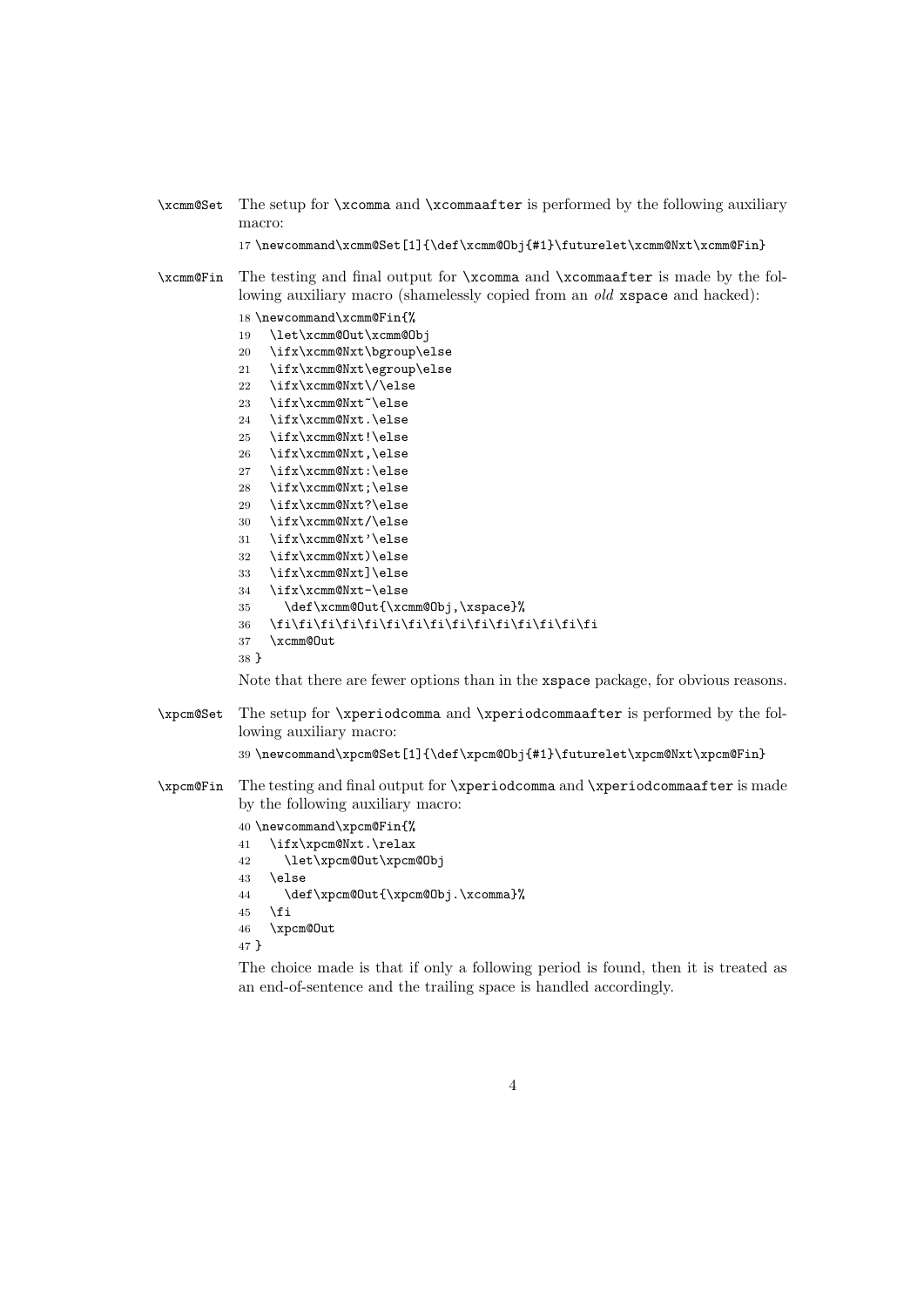\xcmm@Set The setup for \xcomma and \xcommaafter is performed by the following auxiliary macro:

```
17 \newcommand\xcmm@Set[1]{\def\xcmm@Obj{#1}\futurelet\xcmm@Nxt\xcmm@Fin}
```

\xcmm@Fin The testing and final output for \xcomma and \xcommaafter is made by the following auxiliary macro (shamelessly copied from an *old* xspace and hacked):

```
18 \newcommand\xcmm@Fin{%
19   \let\xcmm@Out\xcmm@Obj
20   \ifx\xcmm@Nxt\bgroup\else
21   \ifx\xcmm@Nxt\egroup\else
22   \ifx\xcmm@Nxt\/\else
23   \ifx\xcmm@Nxt~\else
24   \ifx\xcmm@Nxt.\else
25   \ifx\xcmm@Nxt!\else
26   \ifx\xcmm@Nxt,\else
27   \ifx\xcmm@Nxt:\else
28   \ifx\xcmm@Nxt;\else
29   \ifx\xcmm@Nxt?\else
30   \ifx\xcmm@Nxt/\else
31   \ifx\xcmm@Nxt'\else
32   \ifx\xcmm@Nxt)\else
33   \ifx\xcmm@Nxt]\else
34   \ifx\xcmm@Nxt-\else
35     \def\xcmm@Out{\xcmm@Obj,\xspace}%
36   \fi\fi\fi\fi\fi\fi\fi\fi\fi\fi\fi\fi\fi\fi\fi
37   \xcmm@Out
38 }
```

Note that there are fewer options than in the xspace package, for obvious reasons.

\xpcm@Set The setup for \xperiodcomma and \xperiodcommaafter is performed by the following auxiliary macro:

```
39 \newcommand\xpcm@Set[1]{\def\xpcm@Obj{#1}\futurelet\xpcm@Nxt\xpcm@Fin}
```

\xpcm@Fin The testing and final output for \xperiodcomma and \xperiodcommaafter is made by the following auxiliary macro:

```
40 \newcommand\xpcm@Fin{%
41   \ifx\xpcm@Nxt.\relax
42     \let\xpcm@Out\xpcm@Obj
43   \else
44     \def\xpcm@Out{\xpcm@Obj.\xcomma}%
45   \fi
46   \xpcm@Out
47 }
```

The choice made is that if only a following period is found, then it is treated as an end-of-sentence and the trailing space is handled accordingly.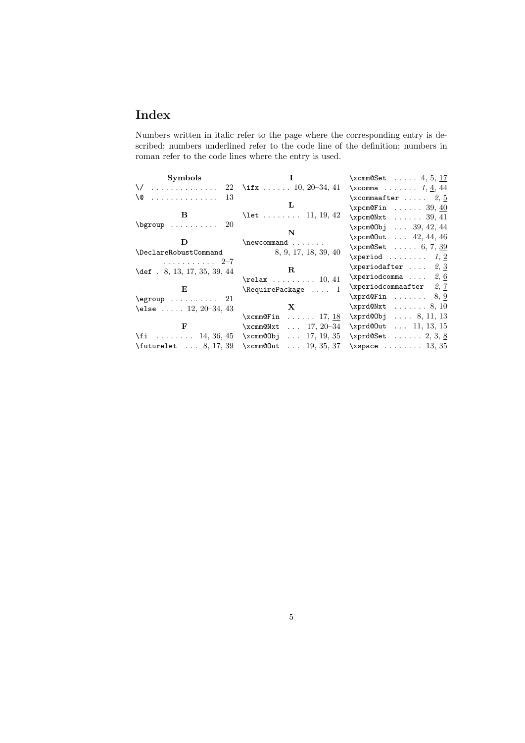# Index

Numbers written in italic refer to the page where the corresponding entry is described; numbers underlined refer to the code line of the definition; numbers in roman refer to the code lines where the entry is used.

**Symbols**

- `\/` . . . . . . . . . . . . . . 22
- `\@` . . . . . . . . . . . . . . 13

**B**

- `\bgroup` . . . . . . . . . . 20

**D**

- `\DeclareRobustCommand` . . . . . . . . . . . 2–7
- `\def` . 8, 13, 17, 35, 39, 44

**E**

- `\egroup` . . . . . . . . . . 21
- `\else` . . . . . 12, 20–34, 43

**F**

- `\fi` . . . . . . . . 14, 36, 45
- `\futurelet` . . . 8, 17, 39

**I**

- `\ifx` . . . . . . 10, 20–34, 41

**L**

- `\let` . . . . . . . . 11, 19, 42

**N**

- `\newcommand` . . . . . . . 8, 9, 17, 18, 39, 40

**R**

- `\relax` . . . . . . . . . 10, 41
- `\RequirePackage` . . . . 1

**X**

- `\xcmm@Fin` . . . . . . 17, <u>18</u>
- `\xcmm@Nxt` . . . 17, 20–34
- `\xcmm@Obj` . . . 17, 19, 35
- `\xcmm@Out` . . . 19, 35, 37
- `\xcmm@Set` . . . . . 4, 5, <u>17</u>
- `\xcomma` . . . . . . . *1*, <u>4</u>, 44
- `\xcommaafter` . . . . . *2*, <u>5</u>
- `\xpcm@Fin` . . . . . . 39, <u>40</u>
- `\xpcm@Nxt` . . . . . . 39, 41
- `\xpcm@Obj` . . . 39, 42, 44
- `\xpcm@Out` . . . 42, 44, 46
- `\xpcm@Set` . . . . . 6, 7, <u>39</u>
- `\xperiod` . . . . . . . . *1*, <u>2</u>
- `\xperiodafter` . . . . *2*, <u>3</u>
- `\xperiodcomma` . . . . *2*, <u>6</u>
- `\xperiodcommaafter` *2*, <u>7</u>
- `\xprd@Fin` . . . . . . . 8, <u>9</u>
- `\xprd@Nxt` . . . . . . . 8, 10
- `\xprd@Obj` . . . . 8, 11, 13
- `\xprd@Out` . . . 11, 13, 15
- `\xprd@Set` . . . . . . 2, 3, <u>8</u>
- `\xspace` . . . . . . . . 13, 35